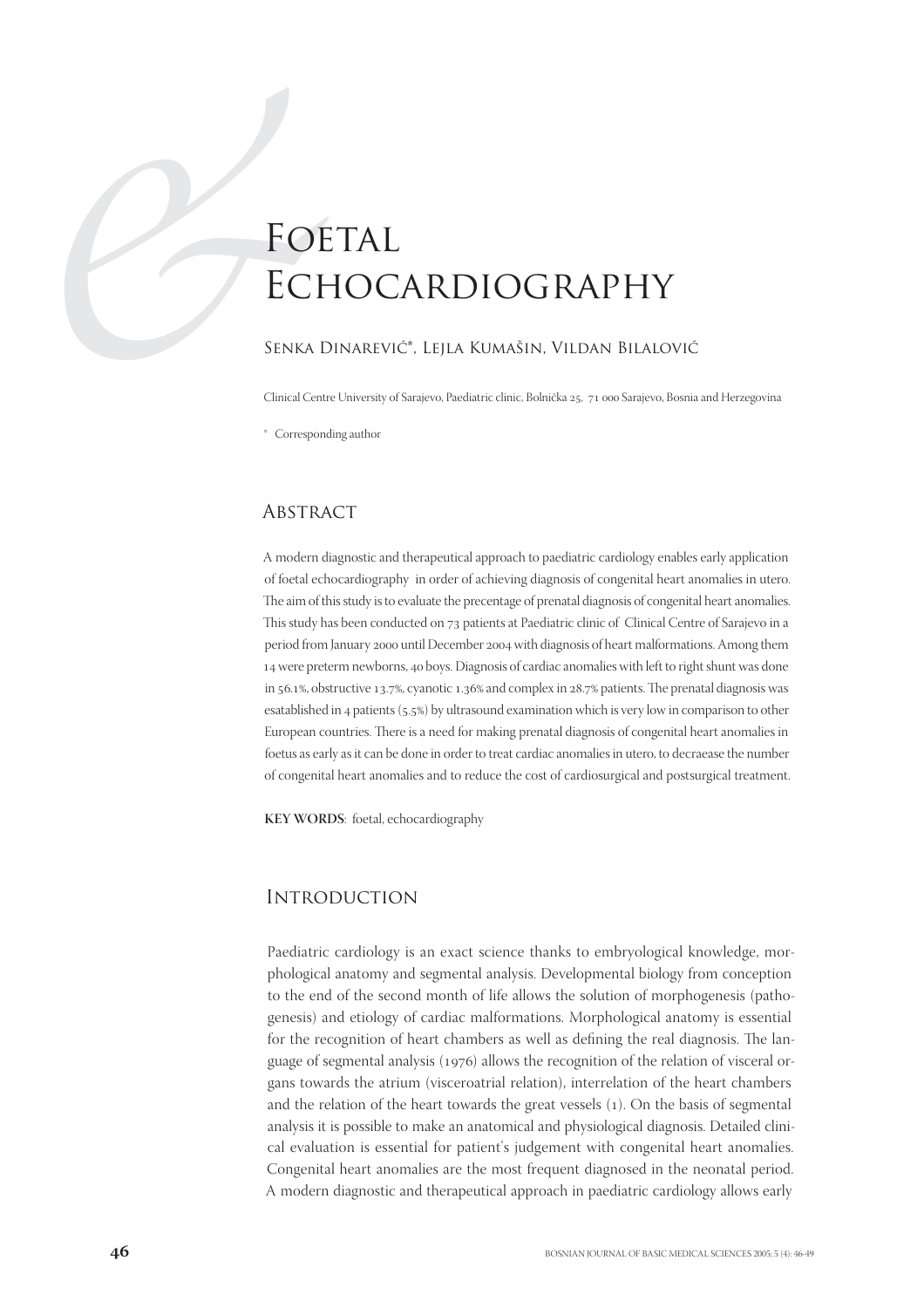# Foetal Echocardiography

Senka Dinarević*, Lejla Kumašin, Vildan Bilalović

Clinical Centre University of Sarajevo, Paediatric clinic, Bolnička 25, 71 000 Sarajevo, Bosnia and Herzegovina

* Corresponding author

## Abstract

A modern diagnostic and therapeutical approach to paediatric cardiology enables early application of foetal echocardiography in order of achieving diagnosis of congenital heart anomalies in utero. The aim of this study is to evaluate the precentage of prenatal diagnosis of congenital heart anomalies. This study has been conducted on 73 patients at Paediatric clinic of Clinical Centre of Sarajevo in a period from January 2000 until December 2004 with diagnosis of heart malformations. Among them 14 were preterm newborns, 40 boys. Diagnosis of cardiac anomalies with left to right shunt was done in 56.1%, obstructive 13.7%, cyanotic 1.36% and complex in 28.7% patients. The prenatal diagnosis was esatablished in 4 patients (5.5%) by ultrasound examination which is very low in comparison to other European countries. There is a need for making prenatal diagnosis of congenital heart anomalies in foetus as early as it can be done in order to treat cardiac anomalies in utero, to decraease the number of congenital heart anomalies and to reduce the cost of cardiosurgical and postsurgical treatment.

**KEY WORDS**: foetal, echocardiography

## Introduction

Paediatric cardiology is an exact science thanks to embryological knowledge, morphological anatomy and segmental analysis. Developmental biology from conception to the end of the second month of life allows the solution of morphogenesis (pathogenesis) and etiology of cardiac malformations. Morphological anatomy is essential for the recognition of heart chambers as well as defining the real diagnosis. The language of segmental analysis (1976) allows the recognition of the relation of visceral organs towards the atrium (visceroatrial relation), interrelation of the heart chambers and the relation of the heart towards the great vessels (1). On the basis of segmental analysis it is possible to make an anatomical and physiological diagnosis. Detailed clinical evaluation is essential for patient's judgement with congenital heart anomalies. Congenital heart anomalies are the most frequent diagnosed in the neonatal period. A modern diagnostic and therapeutical approach in paediatric cardiology allows early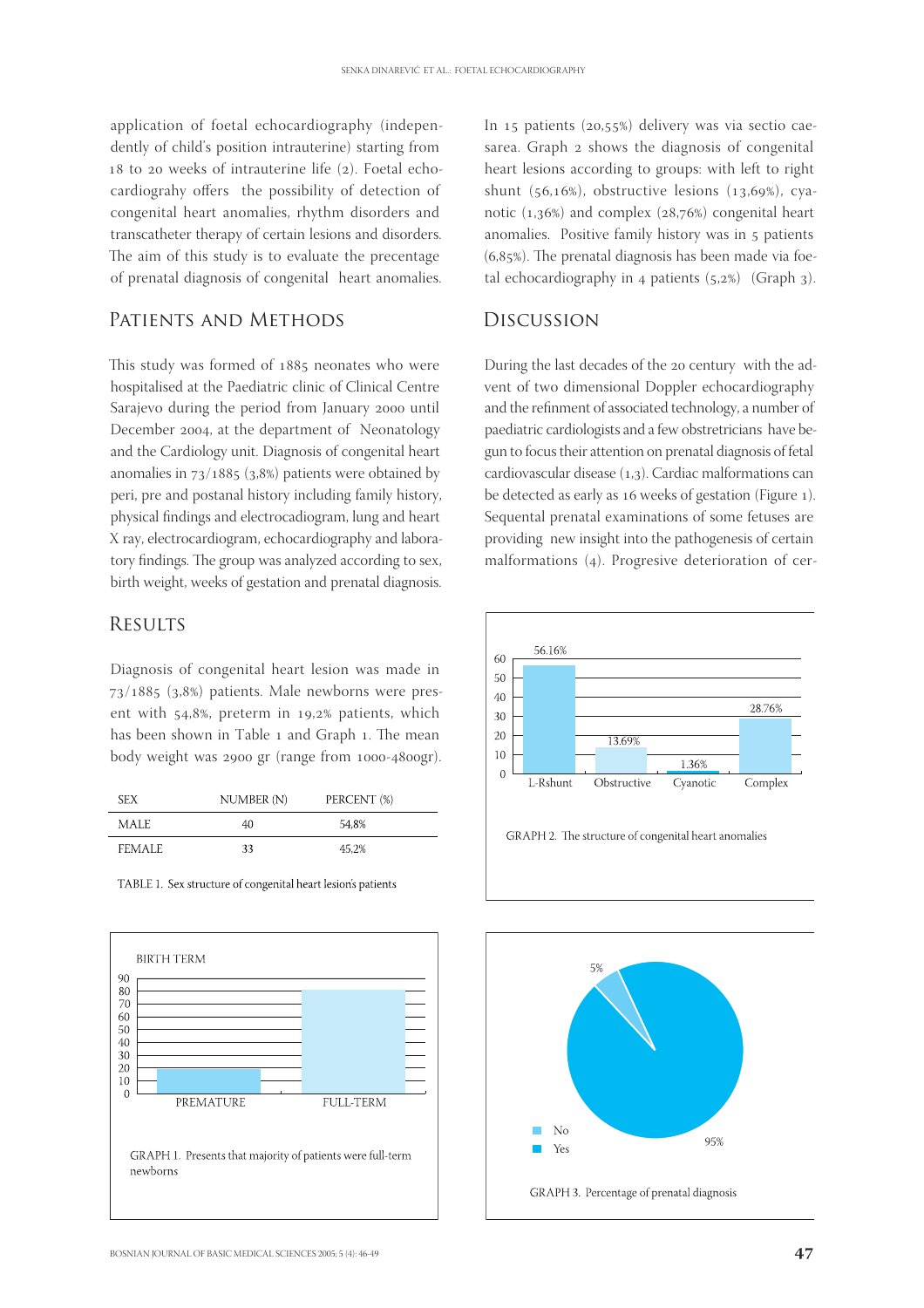application of foetal echocardiography (independently of child's position intrauterine) starting from 18 to 20 weeks of intrauterine life (2). Foetal echocardiograhy offers the possibility of detection of congenital heart anomalies, rhythm disorders and transcatheter therapy of certain lesions and disorders. The aim of this study is to evaluate the precentage of prenatal diagnosis of congenital heart anomalies.

## Patients and Methods

This study was formed of 1885 neonates who were hospitalised at the Paediatric clinic of Clinical Centre Sarajevo during the period from January 2000 until December 2004, at the department of Neonatology and the Cardiology unit. Diagnosis of congenital heart anomalies in 73/1885 (3,8%) patients were obtained by peri, pre and postanal history including family history, physical findings and electrocadiogram, lung and heart X ray, electrocardiogram, echocardiography and laboratory findings. The group was analyzed according to sex, birth weight, weeks of gestation and prenatal diagnosis.

## Results

Diagnosis of congenital heart lesion was made in 73/1885 (3,8%) patients. Male newborns were present with 54,8%, preterm in 19,2% patients, which has been shown in Table 1 and Graph 1. The mean body weight was 2900 gr (range from 1000-4800gr).

| SEX | NUMBER (N) | PERCENT (%) |
|---|---|---|
| MALE | 40 | 54,8% |
| FEMALE | 33 | 45,2% |

TABLE 1. Sex structure of congenital heart lesion's patients

GRAPH 1. Presents that majority of patients were full-term newborns

In 15 patients (20,55%) delivery was via sectio caesarea. Graph 2 shows the diagnosis of congenital heart lesions according to groups: with left to right shunt (56,16%), obstructive lesions (13,69%), cyanotic (1,36%) and complex (28,76%) congenital heart anomalies. Positive family history was in 5 patients (6,85%). The prenatal diagnosis has been made via foetal echocardiography in 4 patients (5,2%) (Graph 3).

GRAPH 2. The structure of congenital heart anomalies

GRAPH 3. Percentage of prenatal diagnosis

## Discussion

During the last decades of the 20 century with the advent of two dimensional Doppler echocardiography and the refinment of associated technology, a number of paediatric cardiologists and a few obstretricians have begun to focus their attention on prenatal diagnosis of fetal cardiovascular disease (1,3). Cardiac malformations can be detected as early as 16 weeks of gestation (Figure 1). Sequental prenatal examinations of some fetuses are providing new insight into the pathogenesis of certain malformations (4). Progresive deterioration of cer-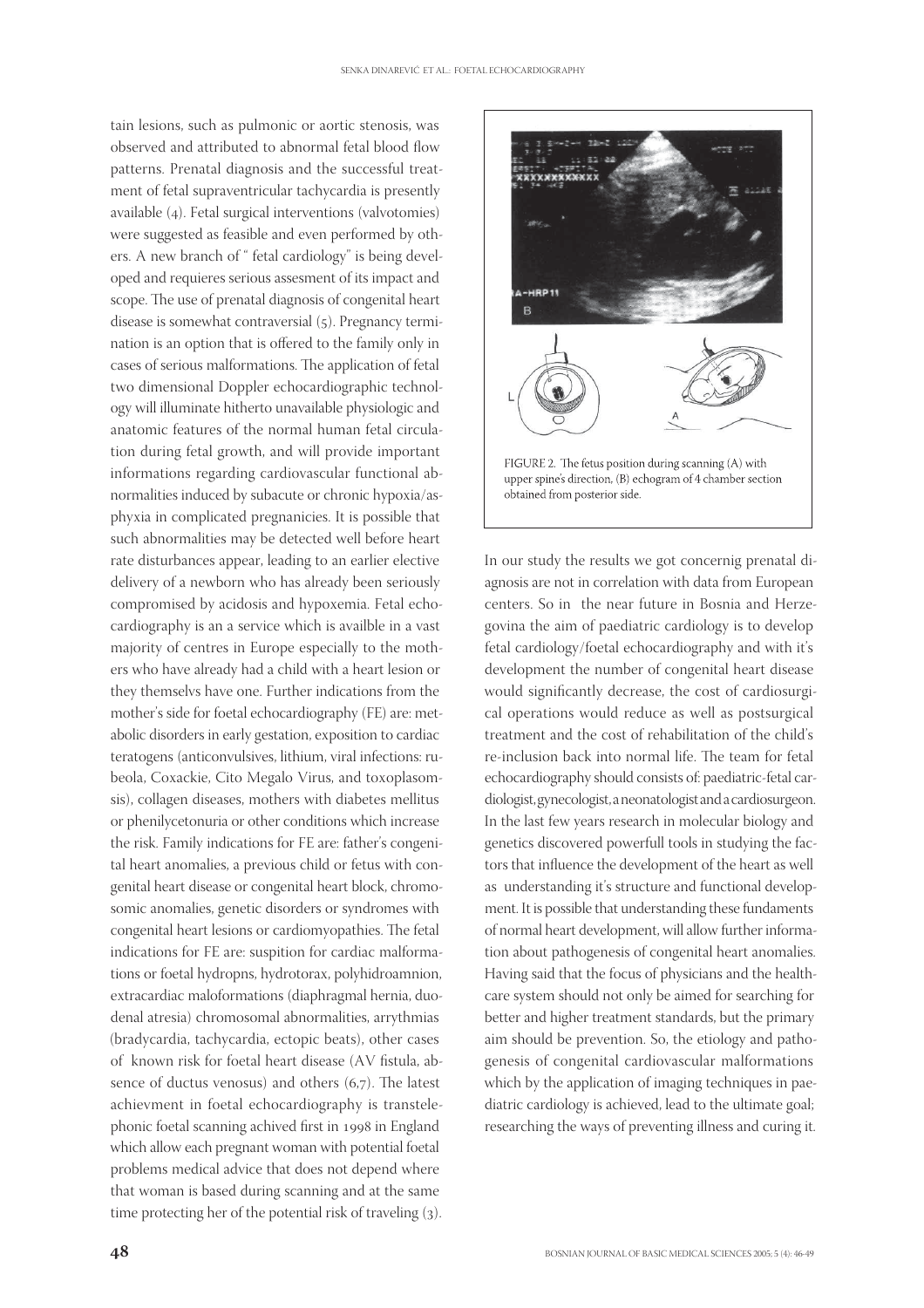tain lesions, such as pulmonic or aortic stenosis, was observed and attributed to abnormal fetal blood flow patterns. Prenatal diagnosis and the successful treatment of fetal supraventricular tachycardia is presently available (4). Fetal surgical interventions (valvotomies) were suggested as feasible and even performed by others. A new branch of " fetal cardiology" is being developed and requieres serious assesment of its impact and scope. The use of prenatal diagnosis of congenital heart disease is somewhat contraversial (5). Pregnancy termination is an option that is offered to the family only in cases of serious malformations. The application of fetal two dimensional Doppler echocardiographic technology will illuminate hitherto unavailable physiologic and anatomic features of the normal human fetal circulation during fetal growth, and will provide important informations regarding cardiovascular functional abnormalities induced by subacute or chronic hypoxia/asphyxia in complicated pregnanicies. It is possible that such abnormalities may be detected well before heart rate disturbances appear, leading to an earlier elective delivery of a newborn who has already been seriously compromised by acidosis and hypoxemia. Fetal echocardiography is an a service which is availble in a vast majority of centres in Europe especially to the mothers who have already had a child with a heart lesion or they themselvs have one. Further indications from the mother's side for foetal echocardiography (FE) are: metabolic disorders in early gestation, exposition to cardiac teratogens (anticonvulsives, lithium, viral infections: rubeola, Coxackie, Cito Megalo Virus, and toxoplasomsis), collagen diseases, mothers with diabetes mellitus or phenilycetonuria or other conditions which increase the risk. Family indications for FE are: father's congenital heart anomalies, a previous child or fetus with congenital heart disease or congenital heart block, chromosomic anomalies, genetic disorders or syndromes with congenital heart lesions or cardiomyopathies. The fetal indications for FE are: suspition for cardiac malformations or foetal hydropns, hydrotorax, polyhidroamnion, extracardiac maloformations (diaphragmal hernia, duodenal atresia) chromosomal abnormalities, arrythmias (bradycardia, tachycardia, ectopic beats), other cases of known risk for foetal heart disease (AV fistula, absence of ductus venosus) and others (6,7). The latest achievment in foetal echocardiography is transtelephonic foetal scanning achived first in 1998 in England which allow each pregnant woman with potential foetal problems medical advice that does not depend where that woman is based during scanning and at the same time protecting her of the potential risk of traveling (3).

FIGURE 2. The fetus position during scanning (A) with upper spine's direction, (B) echogram of 4 chamber section obtained from posterior side.

In our study the results we got concernig prenatal diagnosis are not in correlation with data from European centers. So in the near future in Bosnia and Herzegovina the aim of paediatric cardiology is to develop fetal cardiology/foetal echocardiography and with it's development the number of congenital heart disease would significantly decrease, the cost of cardiosurgical operations would reduce as well as postsurgical treatment and the cost of rehabilitation of the child's re-inclusion back into normal life. The team for fetal echocardiography should consists of: paediatric-fetal cardiologist, gynecologist, a neonatologist and a cardiosurgeon. In the last few years research in molecular biology and genetics discovered powerfull tools in studying the factors that influence the development of the heart as well as understanding it's structure and functional development. It is possible that understanding these fundaments of normal heart development, will allow further information about pathogenesis of congenital heart anomalies. Having said that the focus of physicians and the healthcare system should not only be aimed for searching for better and higher treatment standards, but the primary aim should be prevention. So, the etiology and pathogenesis of congenital cardiovascular malformations which by the application of imaging techniques in paediatric cardiology is achieved, lead to the ultimate goal; researching the ways of preventing illness and curing it.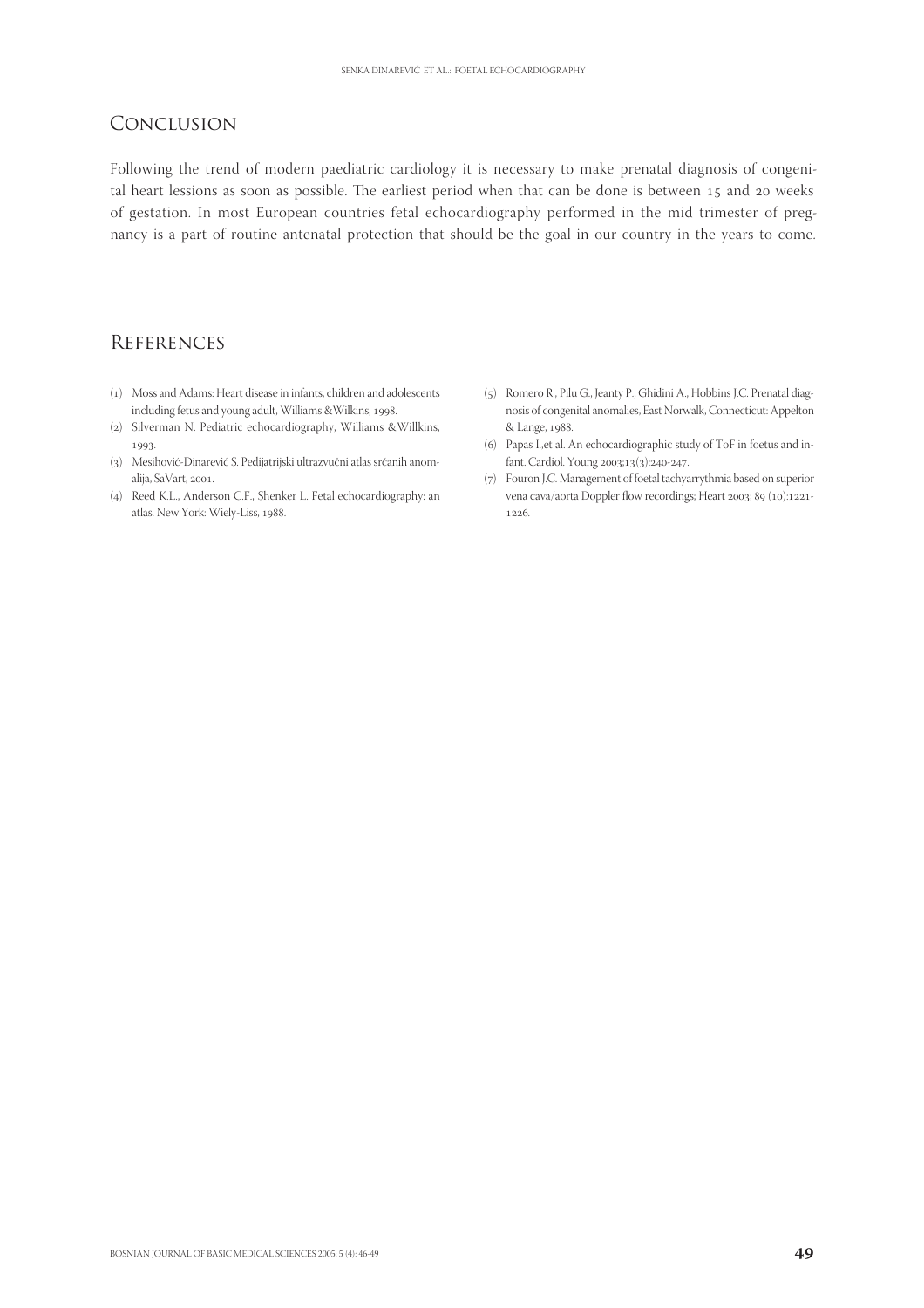## Conclusion

Following the trend of modern paediatric cardiology it is necessary to make prenatal diagnosis of congenital heart lessions as soon as possible. The earliest period when that can be done is between 15 and 20 weeks of gestation. In most European countries fetal echocardiography performed in the mid trimester of pregnancy is a part of routine antenatal protection that should be the goal in our country in the years to come.

## References

(1) Moss and Adams: Heart disease in infants, children and adolescents including fetus and young adult, Williams &Wilkins, 1998.

(2) Silverman N. Pediatric echocardiography, Williams &Willkins, 1993.

(3) Mesihović-Dinarević S. Pedijatrijski ultrazvučni atlas srčanih anomalija, SaVart, 2001.

(4) Reed K.L., Anderson C.F., Shenker L. Fetal echocardiography: an atlas. New York: Wiely-Liss, 1988.

(5) Romero R., Pilu G., Jeanty P., Ghidini A., Hobbins J.C. Prenatal diagnosis of congenital anomalies, East Norwalk, Connecticut: Appelton & Lange, 1988.

(6) Papas I.,et al. An echocardiographic study of ToF in foetus and infant. Cardiol. Young 2003;13(3):240-247.

(7) Fouron J.C. Management of foetal tachyarrythmia based on superior vena cava/aorta Doppler flow recordings; Heart 2003; 89 (10):1221-1226.